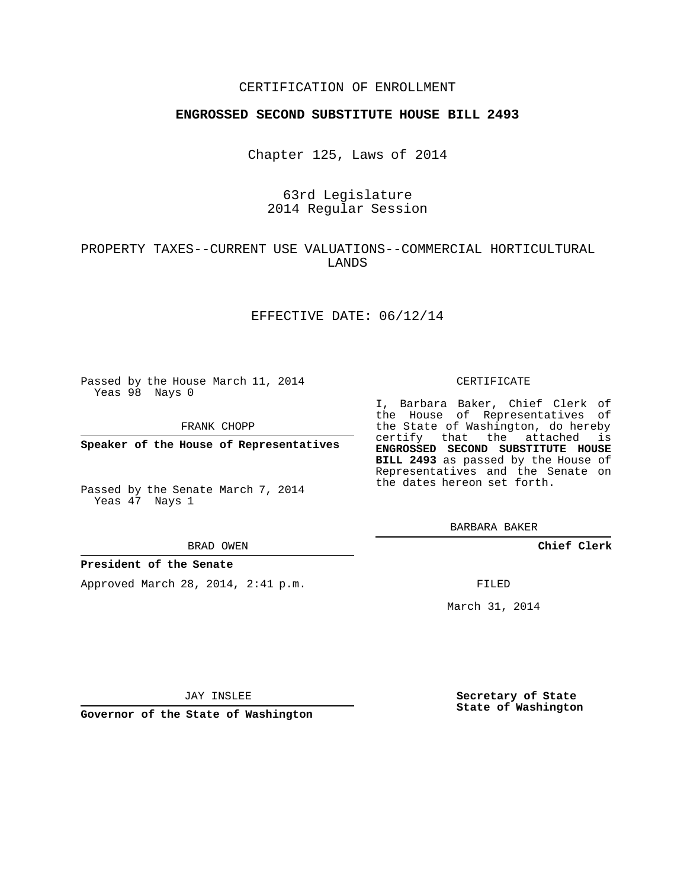CERTIFICATION OF ENROLLMENT

**ENGROSSED SECOND SUBSTITUTE HOUSE BILL 2493**

Chapter 125, Laws of 2014

63rd Legislature
2014 Regular Session

PROPERTY TAXES--CURRENT USE VALUATIONS--COMMERCIAL HORTICULTURAL LANDS

EFFECTIVE DATE: 06/12/14

Passed by the House March 11, 2014
Yeas 98 Nays 0

FRANK CHOPP

**Speaker of the House of Representatives**

Passed by the Senate March 7, 2014
Yeas 47 Nays 1

BRAD OWEN

**President of the Senate**

Approved March 28, 2014, 2:41 p.m.

JAY INSLEE

**Governor of the State of Washington**

CERTIFICATE

I, Barbara Baker, Chief Clerk of the House of Representatives of the State of Washington, do hereby certify that the attached is **ENGROSSED SECOND SUBSTITUTE HOUSE BILL 2493** as passed by the House of Representatives and the Senate on the dates hereon set forth.

BARBARA BAKER

**Chief Clerk**

FILED

March 31, 2014

**Secretary of State**
**State of Washington**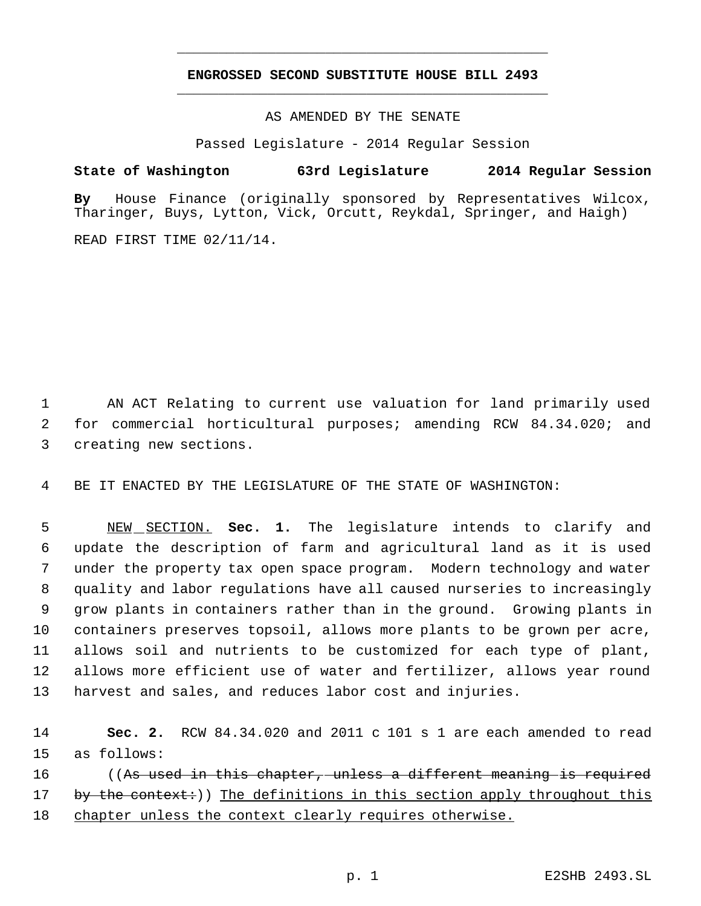**ENGROSSED SECOND SUBSTITUTE HOUSE BILL 2493**

AS AMENDED BY THE SENATE

Passed Legislature - 2014 Regular Session

**State of Washington 63rd Legislature 2014 Regular Session**

**By** House Finance (originally sponsored by Representatives Wilcox, Tharinger, Buys, Lytton, Vick, Orcutt, Reykdal, Springer, and Haigh)

READ FIRST TIME 02/11/14.

AN ACT Relating to current use valuation for land primarily used for commercial horticultural purposes; amending RCW 84.34.020; and creating new sections.

BE IT ENACTED BY THE LEGISLATURE OF THE STATE OF WASHINGTON:

NEW SECTION. **Sec. 1.** The legislature intends to clarify and update the description of farm and agricultural land as it is used under the property tax open space program. Modern technology and water quality and labor regulations have all caused nurseries to increasingly grow plants in containers rather than in the ground. Growing plants in containers preserves topsoil, allows more plants to be grown per acre, allows soil and nutrients to be customized for each type of plant, allows more efficient use of water and fertilizer, allows year round harvest and sales, and reduces labor cost and injuries.

**Sec. 2.** RCW 84.34.020 and 2011 c 101 s 1 are each amended to read as follows:

((~~As used in this chapter, unless a different meaning is required by the context:~~)) The definitions in this section apply throughout this chapter unless the context clearly requires otherwise.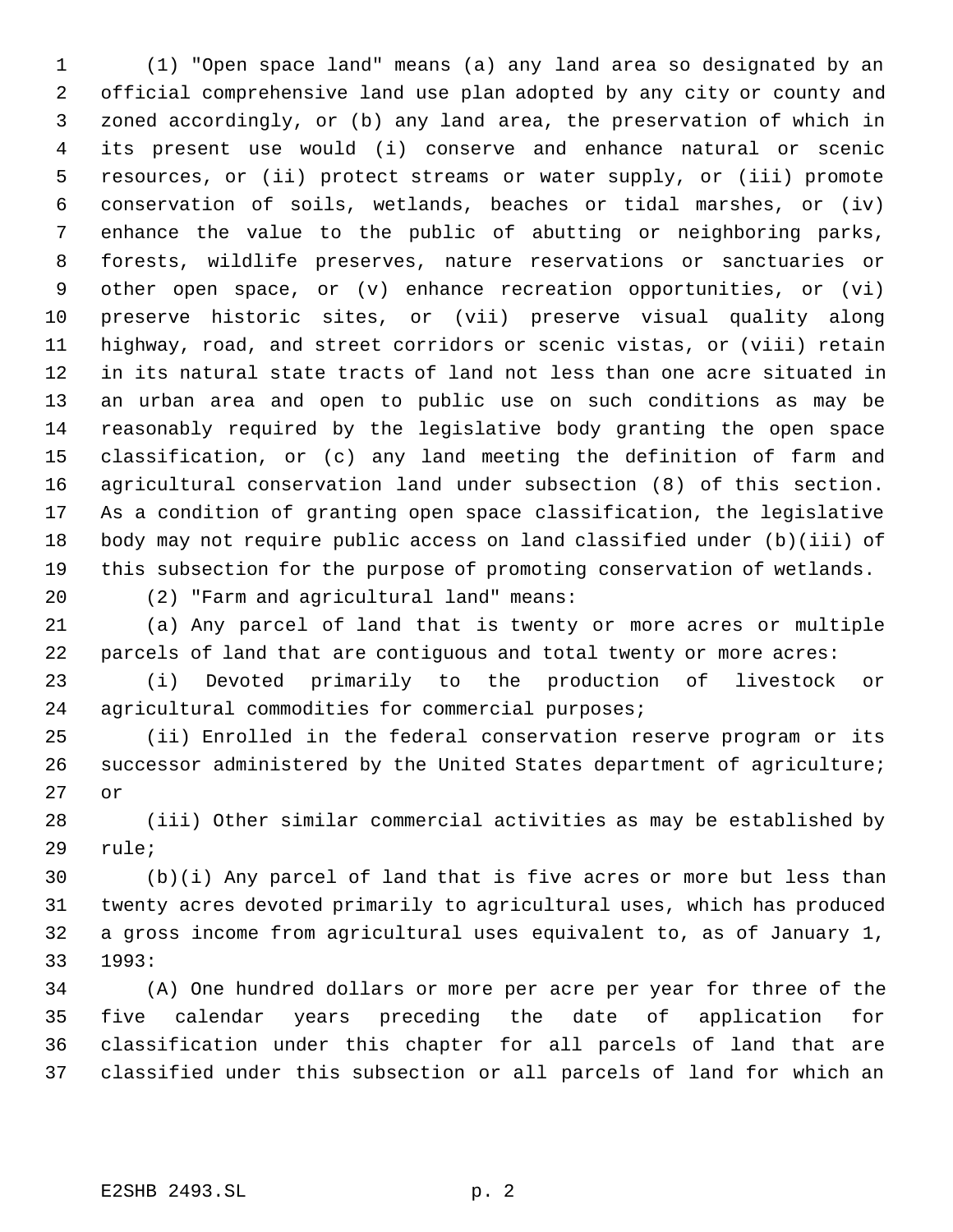(1) "Open space land" means (a) any land area so designated by an official comprehensive land use plan adopted by any city or county and zoned accordingly, or (b) any land area, the preservation of which in its present use would (i) conserve and enhance natural or scenic resources, or (ii) protect streams or water supply, or (iii) promote conservation of soils, wetlands, beaches or tidal marshes, or (iv) enhance the value to the public of abutting or neighboring parks, forests, wildlife preserves, nature reservations or sanctuaries or other open space, or (v) enhance recreation opportunities, or (vi) preserve historic sites, or (vii) preserve visual quality along highway, road, and street corridors or scenic vistas, or (viii) retain in its natural state tracts of land not less than one acre situated in an urban area and open to public use on such conditions as may be reasonably required by the legislative body granting the open space classification, or (c) any land meeting the definition of farm and agricultural conservation land under subsection (8) of this section. As a condition of granting open space classification, the legislative body may not require public access on land classified under (b)(iii) of this subsection for the purpose of promoting conservation of wetlands.

(2) "Farm and agricultural land" means:

(a) Any parcel of land that is twenty or more acres or multiple parcels of land that are contiguous and total twenty or more acres:

(i) Devoted primarily to the production of livestock or agricultural commodities for commercial purposes;

(ii) Enrolled in the federal conservation reserve program or its successor administered by the United States department of agriculture; or

(iii) Other similar commercial activities as may be established by rule;

(b)(i) Any parcel of land that is five acres or more but less than twenty acres devoted primarily to agricultural uses, which has produced a gross income from agricultural uses equivalent to, as of January 1, 1993:

(A) One hundred dollars or more per acre per year for three of the five calendar years preceding the date of application for classification under this chapter for all parcels of land that are classified under this subsection or all parcels of land for which an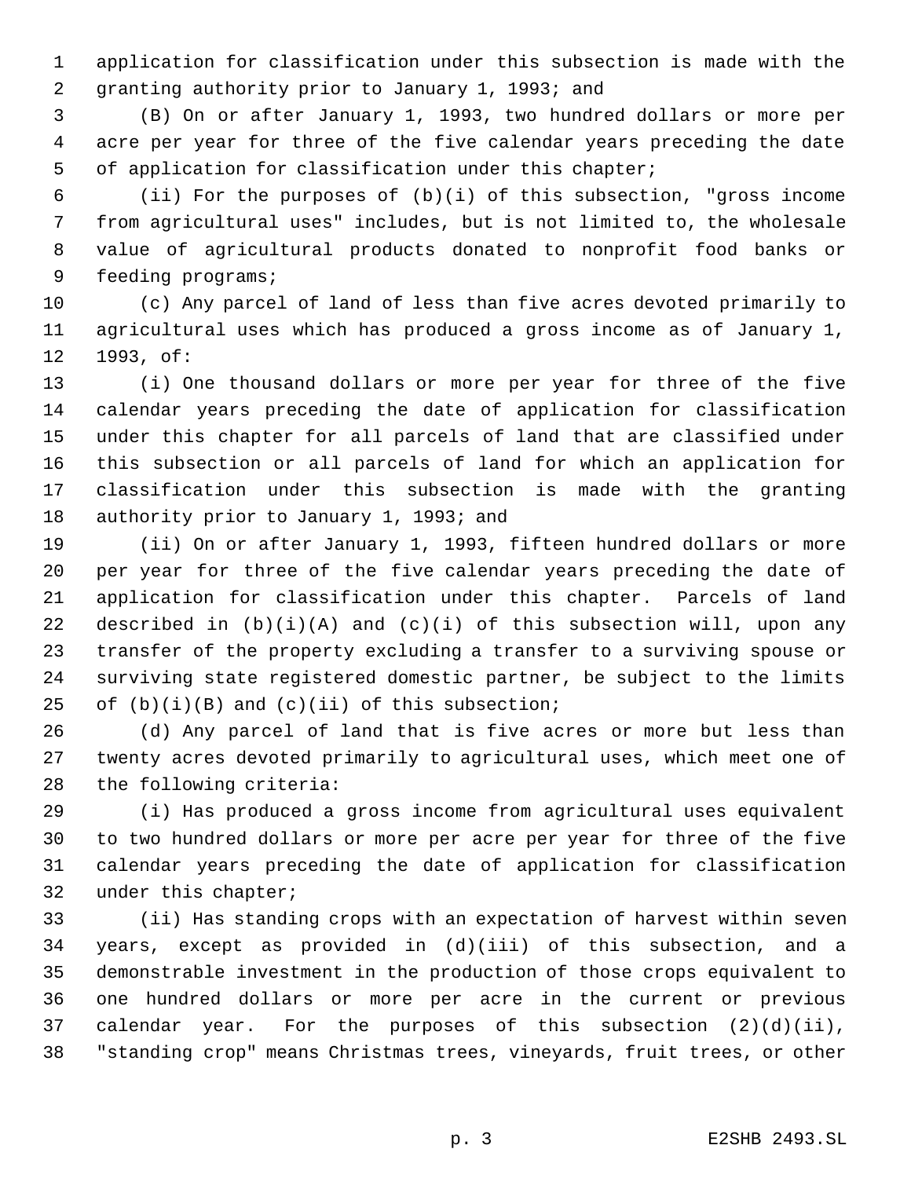application for classification under this subsection is made with the granting authority prior to January 1, 1993; and

(B) On or after January 1, 1993, two hundred dollars or more per acre per year for three of the five calendar years preceding the date of application for classification under this chapter;

(ii) For the purposes of (b)(i) of this subsection, "gross income from agricultural uses" includes, but is not limited to, the wholesale value of agricultural products donated to nonprofit food banks or feeding programs;

(c) Any parcel of land of less than five acres devoted primarily to agricultural uses which has produced a gross income as of January 1, 1993, of:

(i) One thousand dollars or more per year for three of the five calendar years preceding the date of application for classification under this chapter for all parcels of land that are classified under this subsection or all parcels of land for which an application for classification under this subsection is made with the granting authority prior to January 1, 1993; and

(ii) On or after January 1, 1993, fifteen hundred dollars or more per year for three of the five calendar years preceding the date of application for classification under this chapter. Parcels of land described in (b)(i)(A) and (c)(i) of this subsection will, upon any transfer of the property excluding a transfer to a surviving spouse or surviving state registered domestic partner, be subject to the limits of (b)(i)(B) and (c)(ii) of this subsection;

(d) Any parcel of land that is five acres or more but less than twenty acres devoted primarily to agricultural uses, which meet one of the following criteria:

(i) Has produced a gross income from agricultural uses equivalent to two hundred dollars or more per acre per year for three of the five calendar years preceding the date of application for classification under this chapter;

(ii) Has standing crops with an expectation of harvest within seven years, except as provided in (d)(iii) of this subsection, and a demonstrable investment in the production of those crops equivalent to one hundred dollars or more per acre in the current or previous calendar year. For the purposes of this subsection (2)(d)(ii), "standing crop" means Christmas trees, vineyards, fruit trees, or other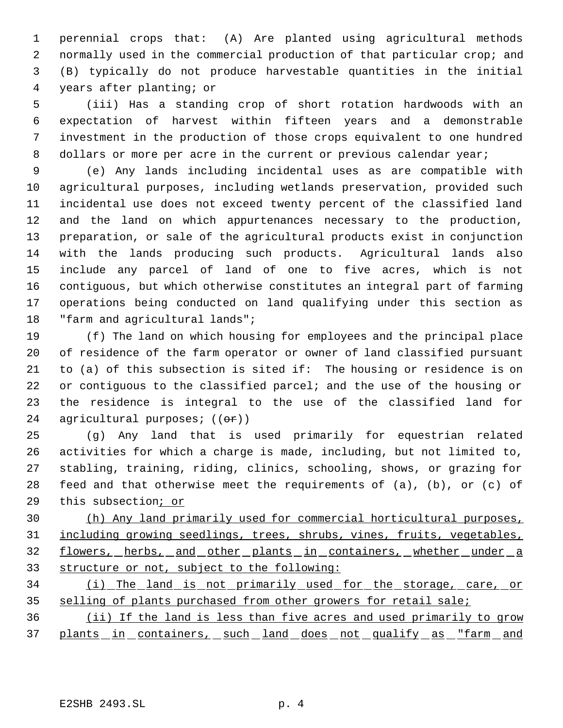perennial crops that: (A) Are planted using agricultural methods normally used in the commercial production of that particular crop; and (B) typically do not produce harvestable quantities in the initial years after planting; or

(iii) Has a standing crop of short rotation hardwoods with an expectation of harvest within fifteen years and a demonstrable investment in the production of those crops equivalent to one hundred dollars or more per acre in the current or previous calendar year;

(e) Any lands including incidental uses as are compatible with agricultural purposes, including wetlands preservation, provided such incidental use does not exceed twenty percent of the classified land and the land on which appurtenances necessary to the production, preparation, or sale of the agricultural products exist in conjunction with the lands producing such products. Agricultural lands also include any parcel of land of one to five acres, which is not contiguous, but which otherwise constitutes an integral part of farming operations being conducted on land qualifying under this section as "farm and agricultural lands";

(f) The land on which housing for employees and the principal place of residence of the farm operator or owner of land classified pursuant to (a) of this subsection is sited if: The housing or residence is on or contiguous to the classified parcel; and the use of the housing or the residence is integral to the use of the classified land for agricultural purposes; ((~~or~~))

(g) Any land that is used primarily for equestrian related activities for which a charge is made, including, but not limited to, stabling, training, riding, clinics, schooling, shows, or grazing for feed and that otherwise meet the requirements of (a), (b), or (c) of this subsection<u>; or</u>

<u>(h) Any land primarily used for commercial horticultural purposes, including growing seedlings, trees, shrubs, vines, fruits, vegetables, flowers, herbs, and other plants in containers, whether under a structure or not, subject to the following:</u>

<u>(i) The land is not primarily used for the storage, care, or selling of plants purchased from other growers for retail sale;</u>

<u>(ii) If the land is less than five acres and used primarily to grow plants in containers, such land does not qualify as "farm and</u>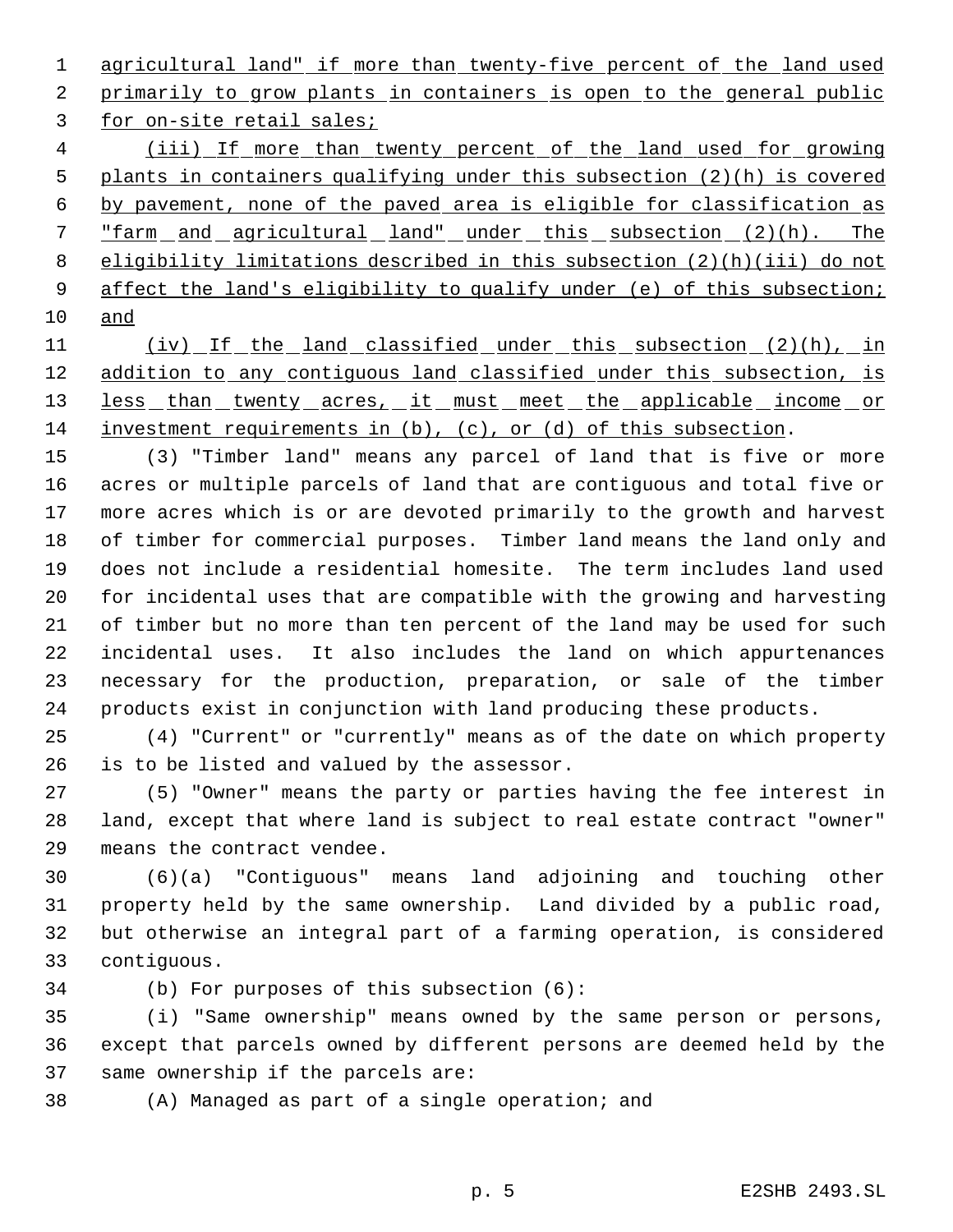agricultural land" if more than twenty-five percent of the land used primarily to grow plants in containers is open to the general public for on-site retail sales;

(iii) If more than twenty percent of the land used for growing plants in containers qualifying under this subsection (2)(h) is covered by pavement, none of the paved area is eligible for classification as "farm and agricultural land" under this subsection (2)(h). The eligibility limitations described in this subsection (2)(h)(iii) do not affect the land's eligibility to qualify under (e) of this subsection; and

(iv) If the land classified under this subsection (2)(h), in addition to any contiguous land classified under this subsection, is less than twenty acres, it must meet the applicable income or investment requirements in (b), (c), or (d) of this subsection.

(3) "Timber land" means any parcel of land that is five or more acres or multiple parcels of land that are contiguous and total five or more acres which is or are devoted primarily to the growth and harvest of timber for commercial purposes. Timber land means the land only and does not include a residential homesite. The term includes land used for incidental uses that are compatible with the growing and harvesting of timber but no more than ten percent of the land may be used for such incidental uses. It also includes the land on which appurtenances necessary for the production, preparation, or sale of the timber products exist in conjunction with land producing these products.

(4) "Current" or "currently" means as of the date on which property is to be listed and valued by the assessor.

(5) "Owner" means the party or parties having the fee interest in land, except that where land is subject to real estate contract "owner" means the contract vendee.

(6)(a) "Contiguous" means land adjoining and touching other property held by the same ownership. Land divided by a public road, but otherwise an integral part of a farming operation, is considered contiguous.

(b) For purposes of this subsection (6):

(i) "Same ownership" means owned by the same person or persons, except that parcels owned by different persons are deemed held by the same ownership if the parcels are:

(A) Managed as part of a single operation; and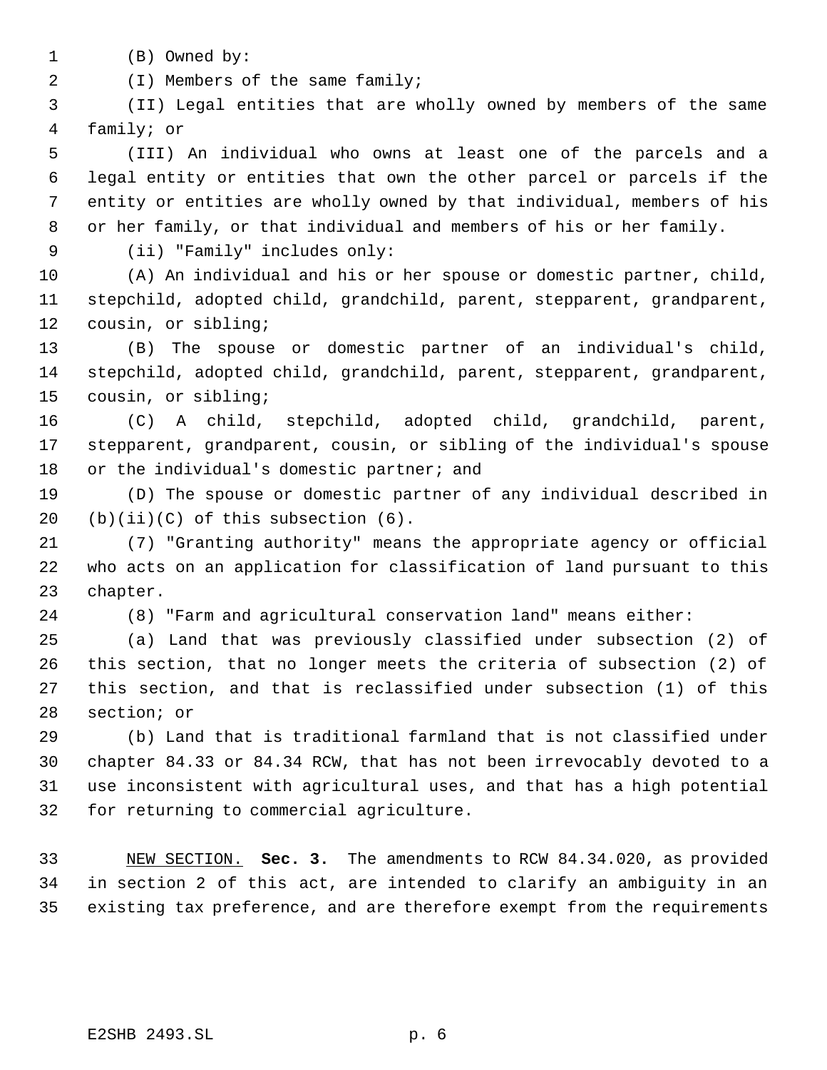(B) Owned by:

(I) Members of the same family;

(II) Legal entities that are wholly owned by members of the same family; or

(III) An individual who owns at least one of the parcels and a legal entity or entities that own the other parcel or parcels if the entity or entities are wholly owned by that individual, members of his or her family, or that individual and members of his or her family.

(ii) "Family" includes only:

(A) An individual and his or her spouse or domestic partner, child, stepchild, adopted child, grandchild, parent, stepparent, grandparent, cousin, or sibling;

(B) The spouse or domestic partner of an individual's child, stepchild, adopted child, grandchild, parent, stepparent, grandparent, cousin, or sibling;

(C) A child, stepchild, adopted child, grandchild, parent, stepparent, grandparent, cousin, or sibling of the individual's spouse or the individual's domestic partner; and

(D) The spouse or domestic partner of any individual described in (b)(ii)(C) of this subsection (6).

(7) "Granting authority" means the appropriate agency or official who acts on an application for classification of land pursuant to this chapter.

(8) "Farm and agricultural conservation land" means either:

(a) Land that was previously classified under subsection (2) of this section, that no longer meets the criteria of subsection (2) of this section, and that is reclassified under subsection (1) of this section; or

(b) Land that is traditional farmland that is not classified under chapter 84.33 or 84.34 RCW, that has not been irrevocably devoted to a use inconsistent with agricultural uses, and that has a high potential for returning to commercial agriculture.

NEW SECTION. **Sec. 3.** The amendments to RCW 84.34.020, as provided in section 2 of this act, are intended to clarify an ambiguity in an existing tax preference, and are therefore exempt from the requirements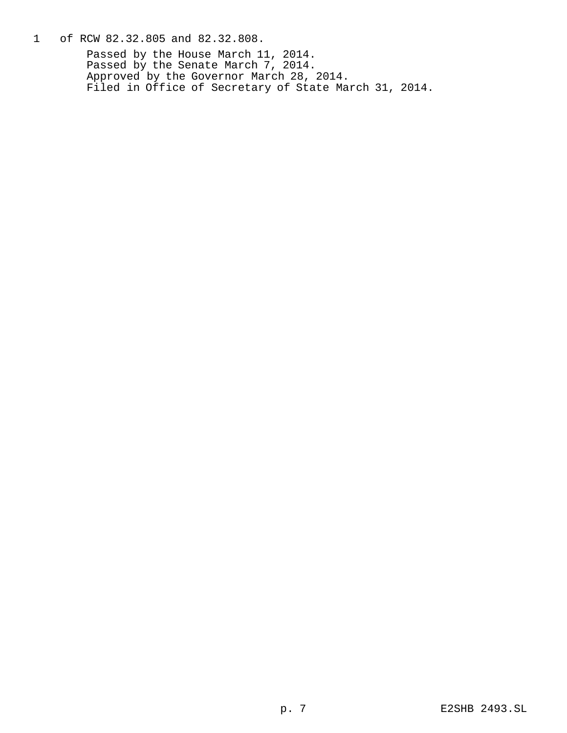of RCW 82.32.805 and 82.32.808.

Passed by the House March 11, 2014.
Passed by the Senate March 7, 2014.
Approved by the Governor March 28, 2014.
Filed in Office of Secretary of State March 31, 2014.